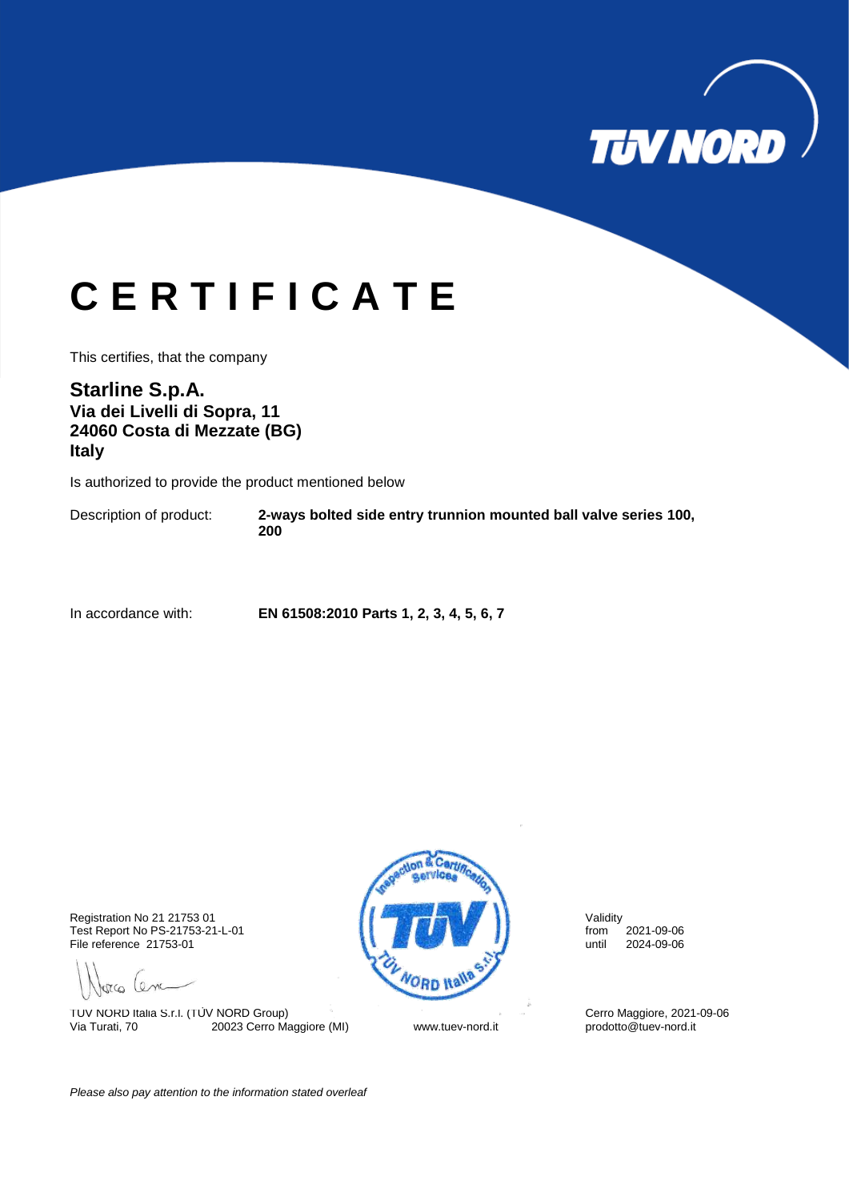# C E R T I F I C A T E

This certifies, that the company

**Starline S.p.A.**
**Via dei Livelli di Sopra, 11**
**24060 Costa di Mezzate (BG)**
**Italy**

Is authorized to provide the product mentioned below

Description of product: **2-ways bolted side entry trunnion mounted ball valve series 100, 200**

In accordance with: **EN 61508:2010 Parts 1, 2, 3, 4, 5, 6, 7**

Registration No 21 21753 01
Test Report No PS-21753-21-L-01
File reference 21753-01

Validity
from 2021-09-06
until 2024-09-06

TÜV NORD Italia S.r.l. (TÜV NORD Group)
Via Turati, 70 20023 Cerro Maggiore (MI)

www.tuev-nord.it

Cerro Maggiore, 2021-09-06
prodotto@tuev-nord.it

*Please also pay attention to the information stated overleaf*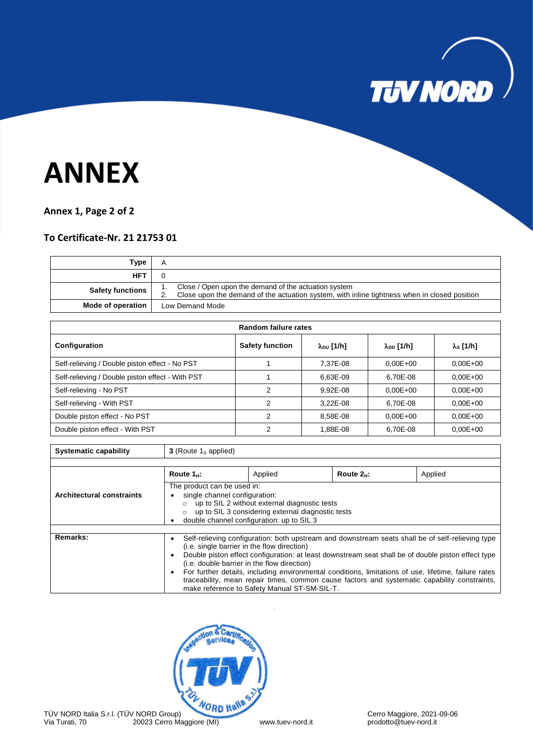# ANNEX

**Annex 1, Page 2 of 2**

**To Certificate-Nr. 21 21753 01**

| | |
|---|---|
| **Type** | A |
| **HFT** | 0 |
| **Safety functions** | 1. Close / Open upon the demand of the actuation system<br>2. Close upon the demand of the actuation system, with inline tightness when in closed position |
| **Mode of operation** | Low Demand Mode |

| Random failure rates | | | | |
|---|---|---|---|---|
| **Configuration** | **Safety function** | **$\lambda_{DU}$ [1/h]** | **$\lambda_{DD}$ [1/h]** | **$\lambda_S$ [1/h]** |
| Self-relieving / Double piston effect - No PST | 1 | 7,37E-08 | 0,00E+00 | 0,00E+00 |
| Self-relieving / Double piston effect - With PST | 1 | 6,63E-09 | 6,70E-08 | 0,00E+00 |
| Self-relieving - No PST | 2 | 9,92E-08 | 0,00E+00 | 0,00E+00 |
| Self-relieving - With PST | 2 | 3,22E-08 | 6,70E-08 | 0,00E+00 |
| Double piston effect - No PST | 2 | 8,58E-08 | 0,00E+00 | 0,00E+00 |
| Double piston effect - With PST | 2 | 1,88E-08 | 6,70E-08 | 0,00E+00 |

| | | | | |
|---|---|---|---|---|
| **Systematic capability** | **3** (Route $1_S$ applied) | | | |
| **Architectural constraints** | **Route $1_H$:** | Applied | **Route $2_H$:** | Applied |
| | The product can be used in:<br>• single channel configuration:<br>  ○ up to SIL 2 without external diagnostic tests<br>  ○ up to SIL 3 considering external diagnostic tests<br>• double channel configuration: up to SIL 3 | | | |
| **Remarks:** | • Self-relieving configuration: both upstream and downstream seats shall be of self-relieving type (i.e. single barrier in the flow direction)<br>• Double piston effect configuration: at least downstream seat shall be of double piston effect type (i.e. double barrier in the flow direction)<br>• For further details, including environmental conditions, limitations of use, lifetime, failure rates traceability, mean repair times, common cause factors and systematic capability constraints, make reference to Safety Manual ST-SM-SIL-T. | | | |

TÜV NORD Italia S.r.l. (TÜV NORD Group)
Via Turati, 70    20023 Cerro Maggiore (MI)

www.tuev-nord.it

Cerro Maggiore, 2021-09-06
prodotto@tuev-nord.it